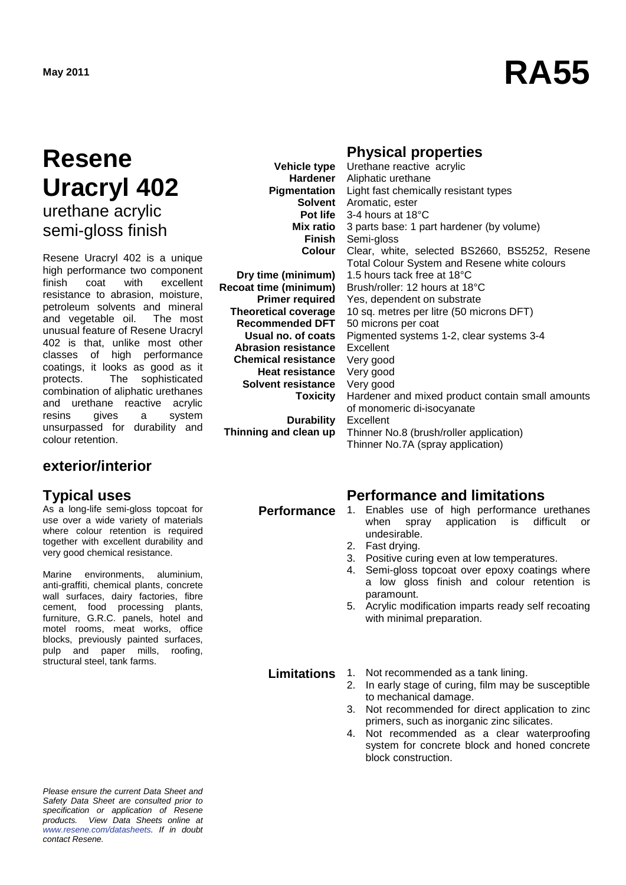May 2011

# RA55

# Resene Uracryl 402

## urethane acrylic semi-gloss finish

Resene Uracryl 402 is a unique high performance two component finish coat with excellent resistance to abrasion, moisture, petroleum solvents and mineral and vegetable oil. The most unusual feature of Resene Uracryl 402 is that, unlike most other classes of high performance coatings, it looks as good as it protects. The sophisticated combination of aliphatic urethanes and urethane reactive acrylic resins gives a system unsurpassed for durability and colour retention.

## exterior/interior

## Typical uses

As a long-life semi-gloss topcoat for use over a wide variety of materials where colour retention is required together with excellent durability and very good chemical resistance.

Marine environments, aluminium, anti-graffiti, chemical plants, concrete wall surfaces, dairy factories, fibre cement, food processing plants, furniture, G.R.C. panels, hotel and motel rooms, meat works, office blocks, previously painted surfaces, pulp and paper mills, roofing, structural steel, tank farms.

## Physical properties

| | |
|---|---|
| **Vehicle type** | Urethane reactive acrylic |
| **Hardener** | Aliphatic urethane |
| **Pigmentation** | Light fast chemically resistant types |
| **Solvent** | Aromatic, ester |
| **Pot life** | 3-4 hours at 18°C |
| **Mix ratio** | 3 parts base: 1 part hardener (by volume) |
| **Finish** | Semi-gloss |
| **Colour** | Clear, white, selected BS2660, BS5252, Resene Total Colour System and Resene white colours |
| **Dry time (minimum)** | 1.5 hours tack free at 18°C |
| **Recoat time (minimum)** | Brush/roller: 12 hours at 18°C |
| **Primer required** | Yes, dependent on substrate |
| **Theoretical coverage** | 10 sq. metres per litre (50 microns DFT) |
| **Recommended DFT** | 50 microns per coat |
| **Usual no. of coats** | Pigmented systems 1-2, clear systems 3-4 |
| **Abrasion resistance** | Excellent |
| **Chemical resistance** | Very good |
| **Heat resistance** | Very good |
| **Solvent resistance** | Very good |
| **Toxicity** | Hardener and mixed product contain small amounts of monomeric di-isocyanate |
| **Durability** | Excellent |
| **Thinning and clean up** | Thinner No.8 (brush/roller application)<br>Thinner No.7A (spray application) |

## Performance and limitations

**Performance**

1. Enables use of high performance urethanes when spray application is difficult or undesirable.
2. Fast drying.
3. Positive curing even at low temperatures.
4. Semi-gloss topcoat over epoxy coatings where a low gloss finish and colour retention is paramount.
5. Acrylic modification imparts ready self recoating with minimal preparation.

**Limitations**

1. Not recommended as a tank lining.
2. In early stage of curing, film may be susceptible to mechanical damage.
3. Not recommended for direct application to zinc primers, such as inorganic zinc silicates.
4. Not recommended as a clear waterproofing system for concrete block and honed concrete block construction.

*Please ensure the current Data Sheet and Safety Data Sheet are consulted prior to specification or application of Resene products. View Data Sheets online at www.resene.com/datasheets. If in doubt contact Resene.*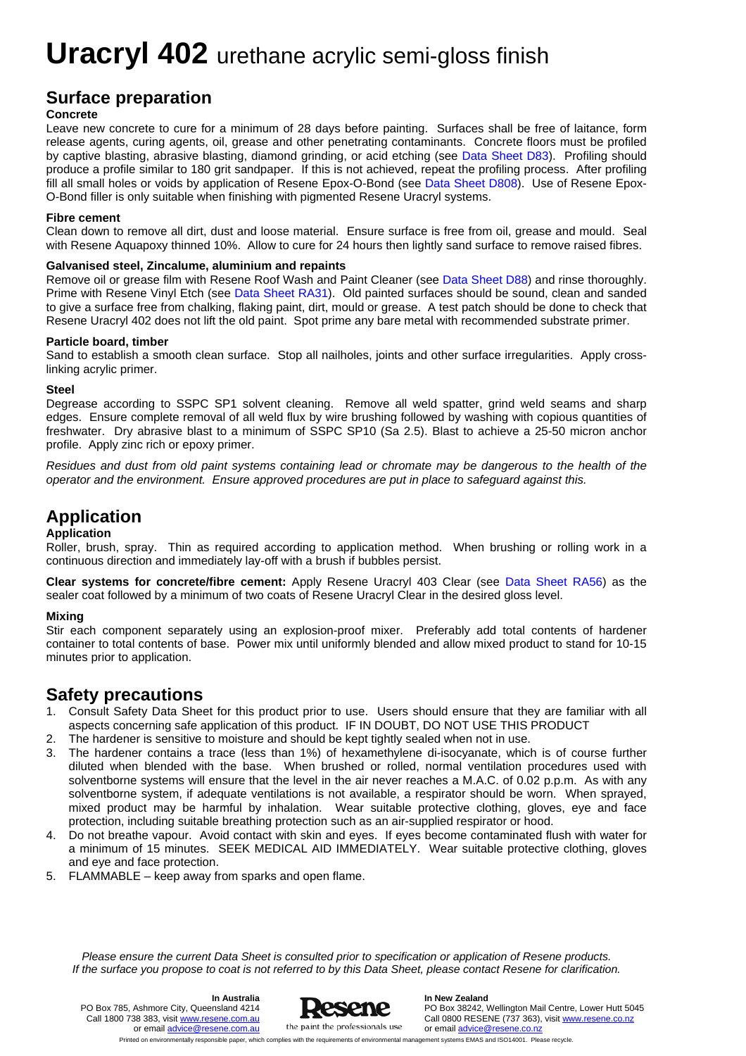# **Uracryl 402** urethane acrylic semi-gloss finish

## Surface preparation

### Concrete

Leave new concrete to cure for a minimum of 28 days before painting. Surfaces shall be free of laitance, form release agents, curing agents, oil, grease and other penetrating contaminants. Concrete floors must be profiled by captive blasting, abrasive blasting, diamond grinding, or acid etching (see Data Sheet D83). Profiling should produce a profile similar to 180 grit sandpaper. If this is not achieved, repeat the profiling process. After profiling fill all small holes or voids by application of Resene Epox-O-Bond (see Data Sheet D808). Use of Resene Epox-O-Bond filler is only suitable when finishing with pigmented Resene Uracryl systems.

### Fibre cement

Clean down to remove all dirt, dust and loose material. Ensure surface is free from oil, grease and mould. Seal with Resene Aquapoxy thinned 10%. Allow to cure for 24 hours then lightly sand surface to remove raised fibres.

### Galvanised steel, Zincalume, aluminium and repaints

Remove oil or grease film with Resene Roof Wash and Paint Cleaner (see Data Sheet D88) and rinse thoroughly. Prime with Resene Vinyl Etch (see Data Sheet RA31). Old painted surfaces should be sound, clean and sanded to give a surface free from chalking, flaking paint, dirt, mould or grease. A test patch should be done to check that Resene Uracryl 402 does not lift the old paint. Spot prime any bare metal with recommended substrate primer.

### Particle board, timber

Sand to establish a smooth clean surface. Stop all nailholes, joints and other surface irregularities. Apply cross-linking acrylic primer.

### Steel

Degrease according to SSPC SP1 solvent cleaning. Remove all weld spatter, grind weld seams and sharp edges. Ensure complete removal of all weld flux by wire brushing followed by washing with copious quantities of freshwater. Dry abrasive blast to a minimum of SSPC SP10 (Sa 2.5). Blast to achieve a 25-50 micron anchor profile. Apply zinc rich or epoxy primer.

*Residues and dust from old paint systems containing lead or chromate may be dangerous to the health of the operator and the environment. Ensure approved procedures are put in place to safeguard against this.*

## Application

### Application

Roller, brush, spray. Thin as required according to application method. When brushing or rolling work in a continuous direction and immediately lay-off with a brush if bubbles persist.

**Clear systems for concrete/fibre cement:** Apply Resene Uracryl 403 Clear (see Data Sheet RA56) as the sealer coat followed by a minimum of two coats of Resene Uracryl Clear in the desired gloss level.

### Mixing

Stir each component separately using an explosion-proof mixer. Preferably add total contents of hardener container to total contents of base. Power mix until uniformly blended and allow mixed product to stand for 10-15 minutes prior to application.

## Safety precautions

1. Consult Safety Data Sheet for this product prior to use. Users should ensure that they are familiar with all aspects concerning safe application of this product. IF IN DOUBT, DO NOT USE THIS PRODUCT
2. The hardener is sensitive to moisture and should be kept tightly sealed when not in use.
3. The hardener contains a trace (less than 1%) of hexamethylene di-isocyanate, which is of course further diluted when blended with the base. When brushed or rolled, normal ventilation procedures used with solventborne systems will ensure that the level in the air never reaches a M.A.C. of 0.02 p.p.m. As with any solventborne system, if adequate ventilations is not available, a respirator should be worn. When sprayed, mixed product may be harmful by inhalation. Wear suitable protective clothing, gloves, eye and face protection, including suitable breathing protection such as an air-supplied respirator or hood.
4. Do not breathe vapour. Avoid contact with skin and eyes. If eyes become contaminated flush with water for a minimum of 15 minutes. SEEK MEDICAL AID IMMEDIATELY. Wear suitable protective clothing, gloves and eye and face protection.
5. FLAMMABLE – keep away from sparks and open flame.

*Please ensure the current Data Sheet is consulted prior to specification or application of Resene products.*
*If the surface you propose to coat is not referred to by this Data Sheet, please contact Resene for clarification.*

**In Australia**
PO Box 785, Ashmore City, Queensland 4214
Call 1800 738 383, visit www.resene.com.au
or email advice@resene.com.au

Resene
the paint the professionals use

**In New Zealand**
PO Box 38242, Wellington Mail Centre, Lower Hutt 5045
Call 0800 RESENE (737 363), visit www.resene.co.nz
or email advice@resene.co.nz

Printed on environmentally responsible paper, which complies with the requirements of environmental management systems EMAS and ISO14001. Please recycle.